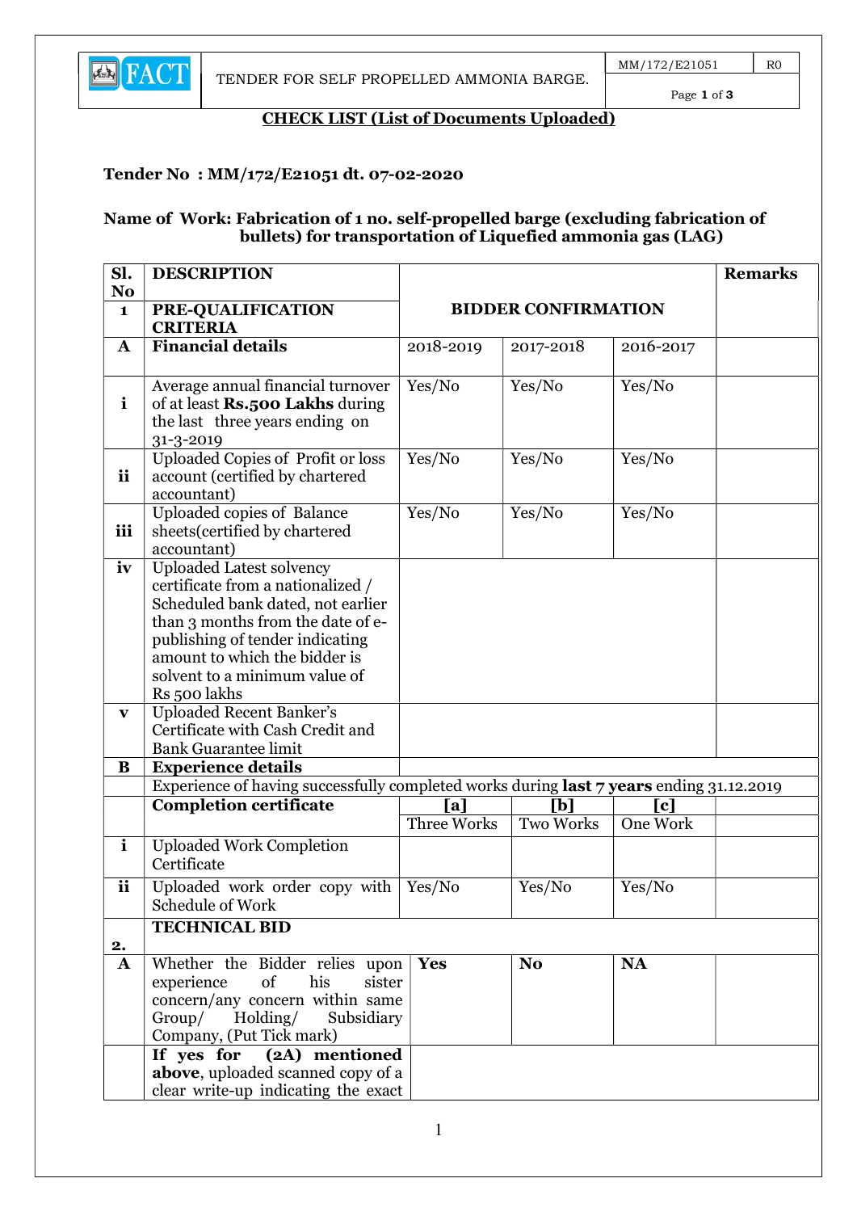## CHECK LIST (List of Documents Uploaded)

**Tender No : MM/172/E21051 dt. 07-02-2020**

**Name of Work: Fabrication of 1 no. self-propelled barge (excluding fabrication of bullets) for transportation of Liquefied ammonia gas (LAG)**

| Sl. No | DESCRIPTION | BIDDER CONFIRMATION | | | Remarks |
|---|---|---|---|---|---|
| 1 | **PRE-QUALIFICATION CRITERIA** | | | | |
| A | **Financial details** | 2018-2019 | 2017-2018 | 2016-2017 | |
| i | Average annual financial turnover of at least **Rs.500 Lakhs** during the last three years ending on 31-3-2019 | Yes/No | Yes/No | Yes/No | |
| ii | Uploaded Copies of Profit or loss account (certified by chartered accountant) | Yes/No | Yes/No | Yes/No | |
| iii | Uploaded copies of Balance sheets(certified by chartered accountant) | Yes/No | Yes/No | Yes/No | |
| iv | Uploaded Latest solvency certificate from a nationalized / Scheduled bank dated, not earlier than 3 months from the date of e-publishing of tender indicating amount to which the bidder is solvent to a minimum value of Rs 500 lakhs | | | | |
| v | Uploaded Recent Banker's Certificate with Cash Credit and Bank Guarantee limit | | | | |
| B | **Experience details** | | | | |
| | Experience of having successfully completed works during **last 7 years** ending 31.12.2019 | | | | |
| | **Completion certificate** | **[a]** Three Works | **[b]** Two Works | **[c]** One Work | |
| i | Uploaded Work Completion Certificate | | | | |
| ii | Uploaded work order copy with Schedule of Work | Yes/No | Yes/No | Yes/No | |
| 2. | **TECHNICAL BID** | | | | |
| A | Whether the Bidder relies upon experience of his sister concern/any concern within same Group/ Holding/ Subsidiary Company, (Put Tick mark) | **Yes** | **No** | **NA** | |
| | **If yes for (2A) mentioned above**, uploaded scanned copy of a clear write-up indicating the exact | | | | |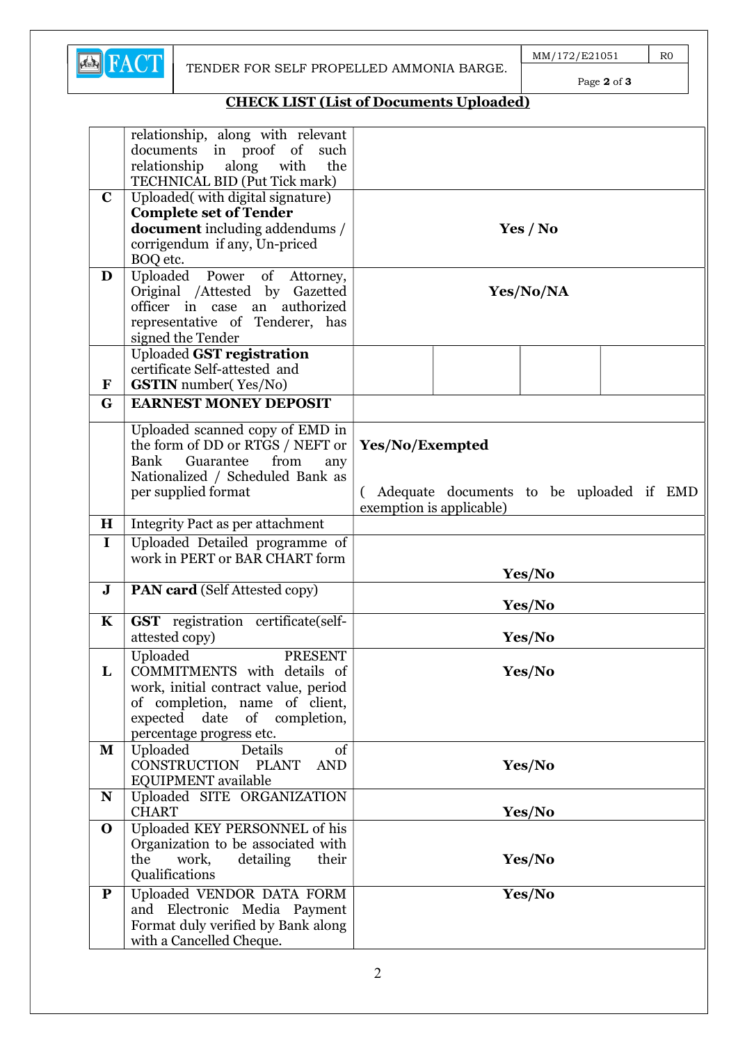## CHECK LIST (List of Documents Uploaded)

| | | |
|---|---|---|
| | relationship, along with relevant documents in proof of such relationship along with the TECHNICAL BID (Put Tick mark) | |
| **C** | Uploaded( with digital signature) **Complete set of Tender document** including addendums / corrigendum if any, Un-priced BOQ etc. | **Yes / No** |
| **D** | Uploaded Power of Attorney, Original /Attested by Gazetted officer in case an authorized representative of Tenderer, has signed the Tender | **Yes/No/NA** |
| **F** | Uploaded **GST registration** certificate Self-attested and **GSTIN** number( Yes/No) | |
| **G** | **EARNEST MONEY DEPOSIT** | |
| | Uploaded scanned copy of EMD in the form of DD or RTGS / NEFT or Bank Guarantee from any Nationalized / Scheduled Bank as per supplied format | **Yes/No/Exempted**<br><br>( Adequate documents to be uploaded if EMD exemption is applicable) |
| **H** | Integrity Pact as per attachment | |
| **I** | Uploaded Detailed programme of work in PERT or BAR CHART form | **Yes/No** |
| **J** | **PAN card** (Self Attested copy) | **Yes/No** |
| **K** | **GST** registration certificate(self-attested copy) | **Yes/No** |
| **L** | Uploaded PRESENT COMMITMENTS with details of work, initial contract value, period of completion, name of client, expected date of completion, percentage progress etc. | **Yes/No** |
| **M** | Uploaded Details of CONSTRUCTION PLANT AND EQUIPMENT available | **Yes/No** |
| **N** | Uploaded SITE ORGANIZATION CHART | **Yes/No** |
| **O** | Uploaded KEY PERSONNEL of his Organization to be associated with the work, detailing their Qualifications | **Yes/No** |
| **P** | Uploaded VENDOR DATA FORM and Electronic Media Payment Format duly verified by Bank along with a Cancelled Cheque. | **Yes/No** |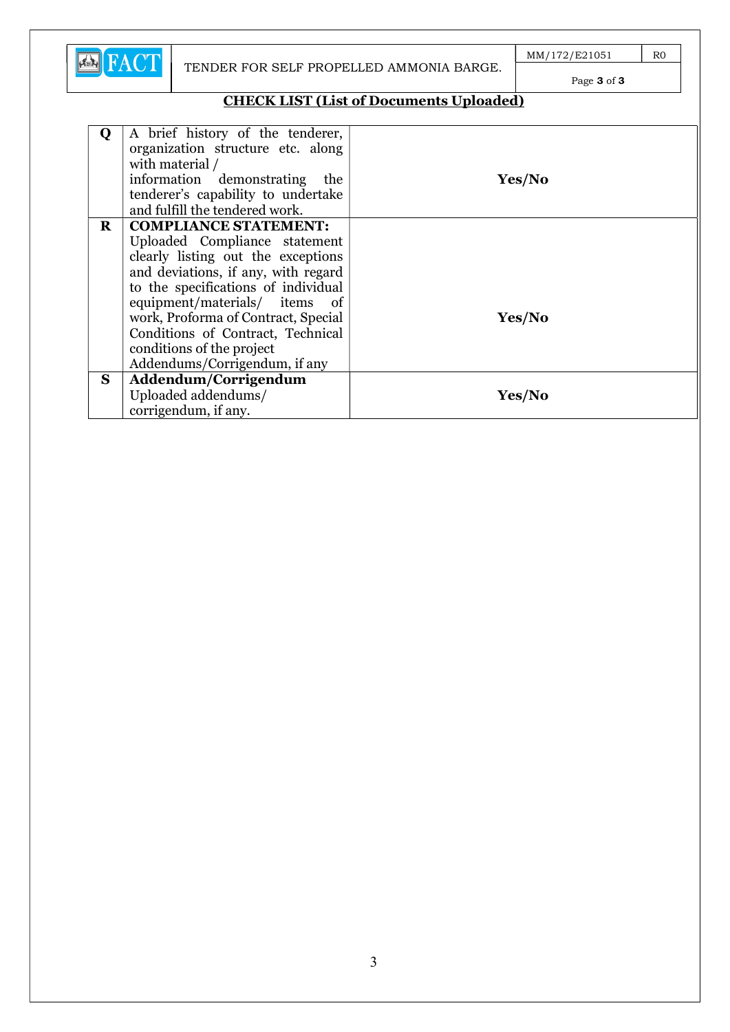## CHECK LIST (List of Documents Uploaded)

| | | |
|---|---|---|
| **Q** | A brief history of the tenderer, organization structure etc. along with material / information demonstrating the tenderer's capability to undertake and fulfill the tendered work. | **Yes/No** |
| **R** | **COMPLIANCE STATEMENT:** Uploaded Compliance statement clearly listing out the exceptions and deviations, if any, with regard to the specifications of individual equipment/materials/ items of work, Proforma of Contract, Special Conditions of Contract, Technical conditions of the project Addendums/Corrigendum, if any | **Yes/No** |
| **S** | **Addendum/Corrigendum** Uploaded addendums/ corrigendum, if any. | **Yes/No** |